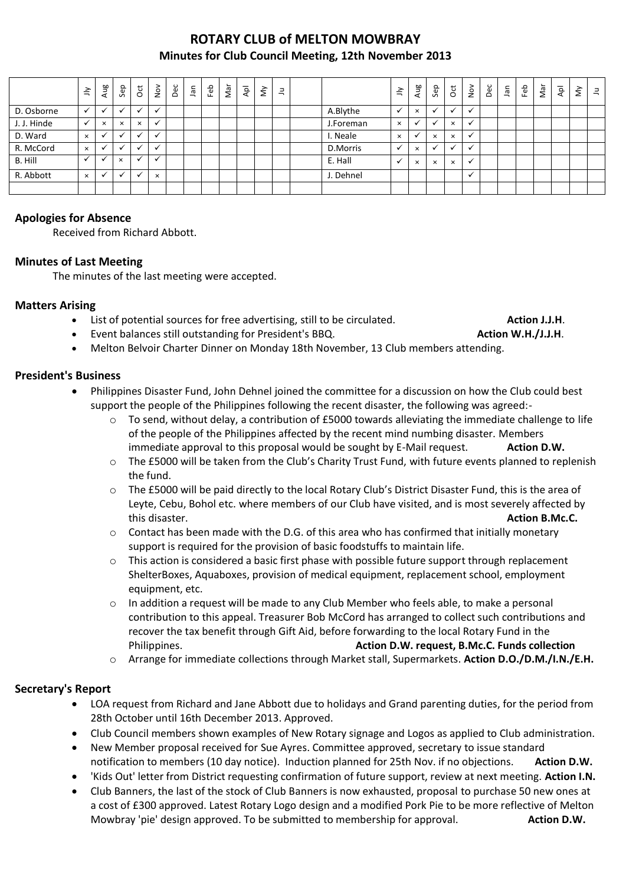# ROTARY CLUB of MELTON MOWBRAY

## Minutes for Club Council Meeting, 12th November 2013

| | Jly | Aug | Sep | Oct | Nov | Dec | Jan | Feb | Mar | Apl | My | Ju | | | Jly | Aug | Sep | Oct | Nov | Dec | Jan | Feb | Mar | Apl | My | Ju |
|---|---|---|---|---|---|---|---|---|---|---|---|---|---|---|---|---|---|---|---|---|---|---|---|---|---|---|
| D. Osborne | ✓ | ✓ | ✓ | ✓ | ✓ | | | | | | | | | A.Blythe | ✓ | × | ✓ | ✓ | ✓ | | | | | | | |
| J. J. Hinde | ✓ | × | × | × | ✓ | | | | | | | | | J.Foreman | × | ✓ | ✓ | × | ✓ | | | | | | | |
| D. Ward | × | ✓ | ✓ | ✓ | ✓ | | | | | | | | | I. Neale | × | ✓ | × | × | ✓ | | | | | | | |
| R. McCord | × | ✓ | ✓ | ✓ | ✓ | | | | | | | | | D.Morris | ✓ | × | ✓ | ✓ | ✓ | | | | | | | |
| B. Hill | ✓ | ✓ | × | ✓ | ✓ | | | | | | | | | E. Hall | ✓ | × | × | × | ✓ | | | | | | | |
| R. Abbott | × | ✓ | ✓ | ✓ | × | | | | | | | | | J. Dehnel | | | | | ✓ | | | | | | | |
| | | | | | | | | | | | | | | | | | | | | | | | | | | |

### Apologies for Absence

Received from Richard Abbott.

### Minutes of Last Meeting

The minutes of the last meeting were accepted.

### Matters Arising

- List of potential sources for free advertising, still to be circulated. **Action J.J.H**.
- Event balances still outstanding for President's BBQ. **Action W.H./J.J.H**.
- Melton Belvoir Charter Dinner on Monday 18th November, 13 Club members attending.

### President's Business

- Philippines Disaster Fund, John Dehnel joined the committee for a discussion on how the Club could best support the people of the Philippines following the recent disaster, the following was agreed:-
  - To send, without delay, a contribution of £5000 towards alleviating the immediate challenge to life of the people of the Philippines affected by the recent mind numbing disaster. Members immediate approval to this proposal would be sought by E-Mail request. **Action D.W.**
  - The £5000 will be taken from the Club's Charity Trust Fund, with future events planned to replenish the fund.
  - The £5000 will be paid directly to the local Rotary Club's District Disaster Fund, this is the area of Leyte, Cebu, Bohol etc. where members of our Club have visited, and is most severely affected by this disaster. **Action B.Mc.C.**
  - Contact has been made with the D.G. of this area who has confirmed that initially monetary support is required for the provision of basic foodstuffs to maintain life.
  - This action is considered a basic first phase with possible future support through replacement ShelterBoxes, Aquaboxes, provision of medical equipment, replacement school, employment equipment, etc.
  - In addition a request will be made to any Club Member who feels able, to make a personal contribution to this appeal. Treasurer Bob McCord has arranged to collect such contributions and recover the tax benefit through Gift Aid, before forwarding to the local Rotary Fund in the Philippines. **Action D.W. request, B.Mc.C. Funds collection**
  - Arrange for immediate collections through Market stall, Supermarkets. **Action D.O./D.M./I.N./E.H.**

### Secretary's Report

- LOA request from Richard and Jane Abbott due to holidays and Grand parenting duties, for the period from 28th October until 16th December 2013. Approved.
- Club Council members shown examples of New Rotary signage and Logos as applied to Club administration.
- New Member proposal received for Sue Ayres. Committee approved, secretary to issue standard notification to members (10 day notice). Induction planned for 25th Nov. if no objections. **Action D.W.**
- 'Kids Out' letter from District requesting confirmation of future support, review at next meeting. **Action I.N.**
- Club Banners, the last of the stock of Club Banners is now exhausted, proposal to purchase 50 new ones at a cost of £300 approved. Latest Rotary Logo design and a modified Pork Pie to be more reflective of Melton Mowbray 'pie' design approved. To be submitted to membership for approval. **Action D.W.**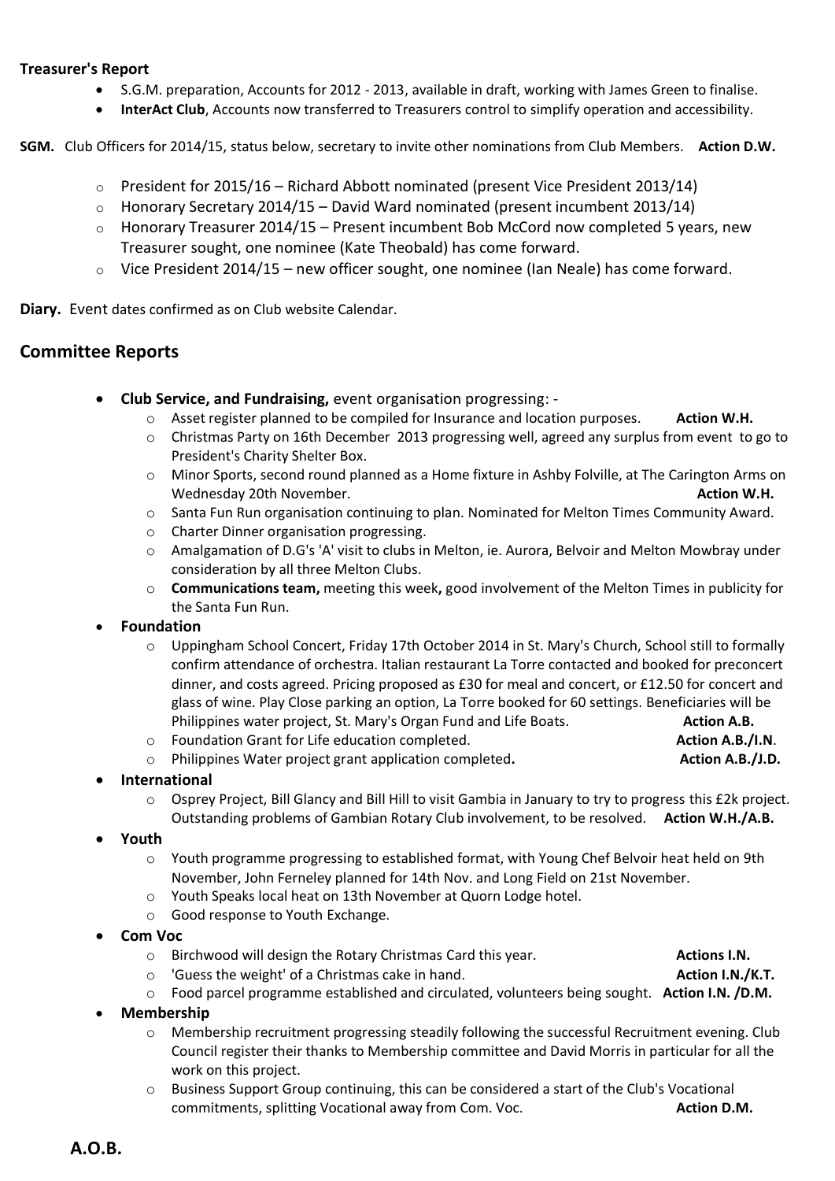**Treasurer's Report**

- S.G.M. preparation, Accounts for 2012 - 2013, available in draft, working with James Green to finalise.
- **InterAct Club**, Accounts now transferred to Treasurers control to simplify operation and accessibility.

**SGM.** Club Officers for 2014/15, status below, secretary to invite other nominations from Club Members. **Action D.W.**

- President for 2015/16 – Richard Abbott nominated (present Vice President 2013/14)
- Honorary Secretary 2014/15 – David Ward nominated (present incumbent 2013/14)
- Honorary Treasurer 2014/15 – Present incumbent Bob McCord now completed 5 years, new Treasurer sought, one nominee (Kate Theobald) has come forward.
- Vice President 2014/15 – new officer sought, one nominee (Ian Neale) has come forward.

**Diary.** Event dates confirmed as on Club website Calendar.

## Committee Reports

- **Club Service, and Fundraising,** event organisation progressing: -
  - Asset register planned to be compiled for Insurance and location purposes. **Action W.H.**
  - Christmas Party on 16th December 2013 progressing well, agreed any surplus from event to go to President's Charity Shelter Box.
  - Minor Sports, second round planned as a Home fixture in Ashby Folville, at The Carington Arms on Wednesday 20th November. **Action W.H.**
  - Santa Fun Run organisation continuing to plan. Nominated for Melton Times Community Award.
  - Charter Dinner organisation progressing.
  - Amalgamation of D.G's 'A' visit to clubs in Melton, ie. Aurora, Belvoir and Melton Mowbray under consideration by all three Melton Clubs.
  - **Communications team,** meeting this week**,** good involvement of the Melton Times in publicity for the Santa Fun Run.
- **Foundation**
  - Uppingham School Concert, Friday 17th October 2014 in St. Mary's Church, School still to formally confirm attendance of orchestra. Italian restaurant La Torre contacted and booked for preconcert dinner, and costs agreed. Pricing proposed as £30 for meal and concert, or £12.50 for concert and glass of wine. Play Close parking an option, La Torre booked for 60 settings. Beneficiaries will be Philippines water project, St. Mary's Organ Fund and Life Boats. **Action A.B.**
  - Foundation Grant for Life education completed. **Action A.B./I.N**.
  - Philippines Water project grant application completed**.** **Action A.B./J.D.**
- **International**
  - Osprey Project, Bill Glancy and Bill Hill to visit Gambia in January to try to progress this £2k project. Outstanding problems of Gambian Rotary Club involvement, to be resolved. **Action W.H./A.B.**
- **Youth**
  - Youth programme progressing to established format, with Young Chef Belvoir heat held on 9th November, John Ferneley planned for 14th Nov. and Long Field on 21st November.
  - Youth Speaks local heat on 13th November at Quorn Lodge hotel.
  - Good response to Youth Exchange.
- **Com Voc**
  - Birchwood will design the Rotary Christmas Card this year. **Actions I.N.**
  - 'Guess the weight' of a Christmas cake in hand. **Action I.N./K.T.**
  - Food parcel programme established and circulated, volunteers being sought. **Action I.N. /D.M.**
- **Membership**
  - Membership recruitment progressing steadily following the successful Recruitment evening. Club Council register their thanks to Membership committee and David Morris in particular for all the work on this project.
  - Business Support Group continuing, this can be considered a start of the Club's Vocational commitments, splitting Vocational away from Com. Voc. **Action D.M.**

**A.O.B.**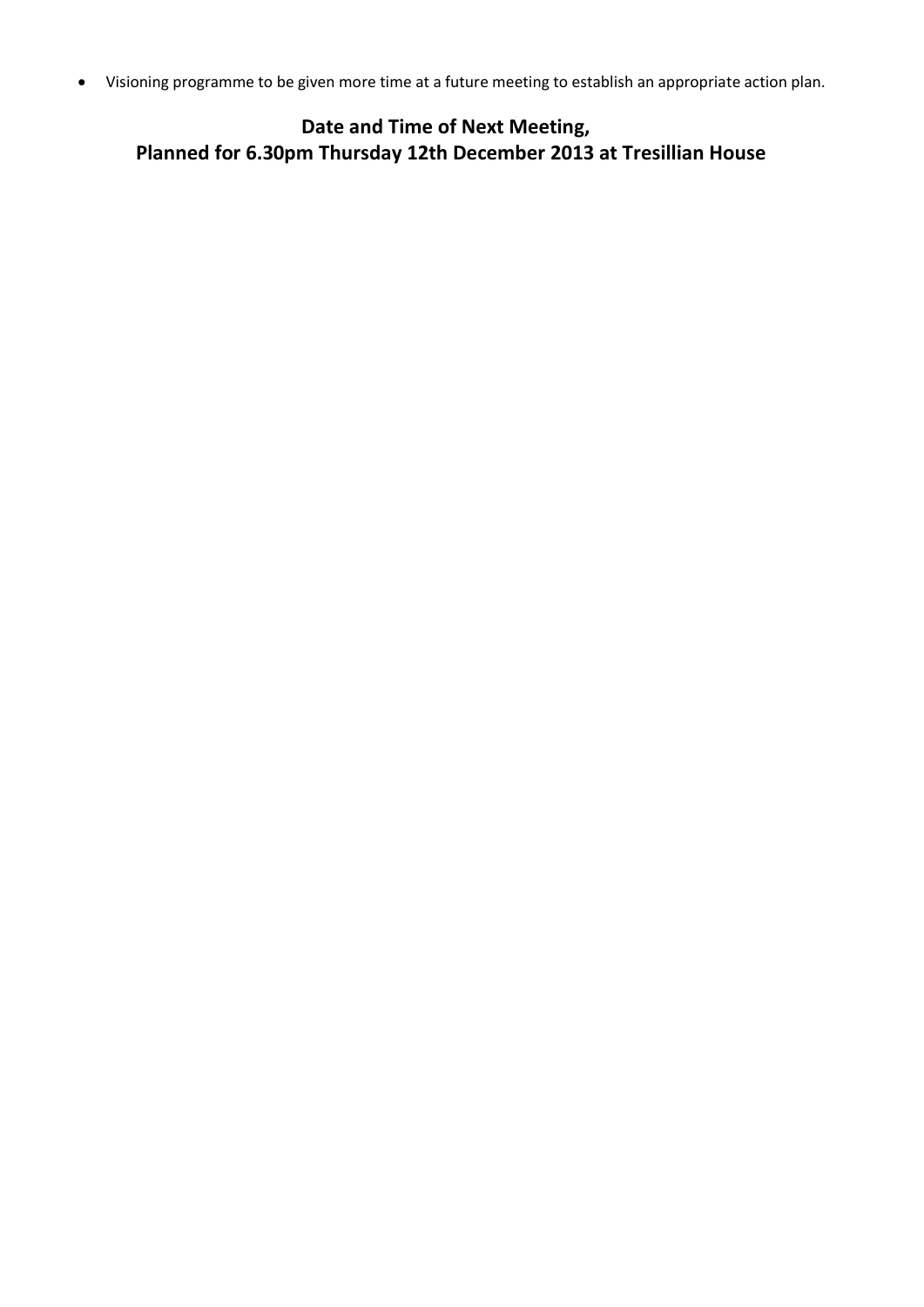- Visioning programme to be given more time at a future meeting to establish an appropriate action plan.

**Date and Time of Next Meeting,**
**Planned for 6.30pm Thursday 12th December 2013 at Tresillian House**